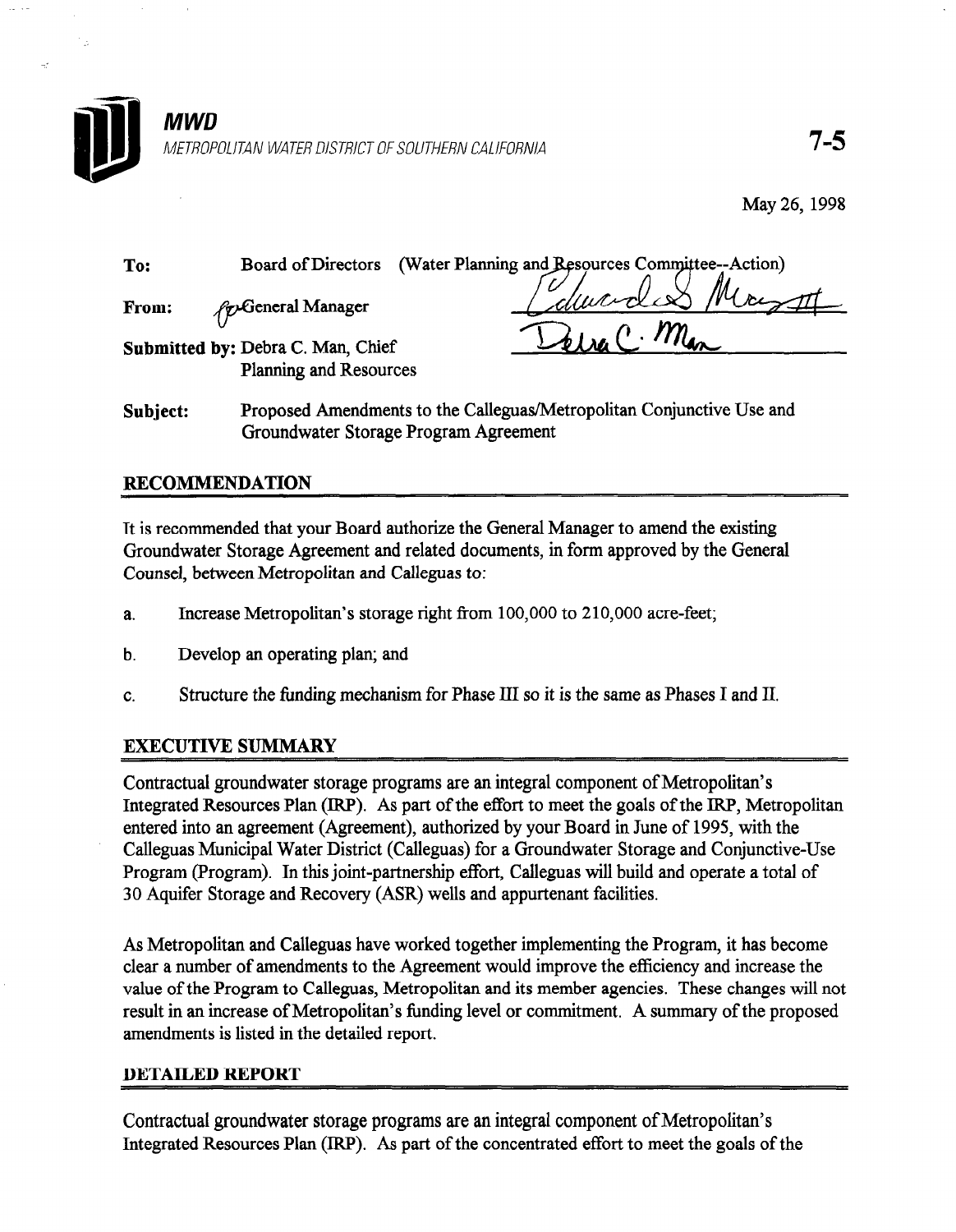**MWD**

METROPOLITAN WATER DISTRICT OF SOUTHERN CALIFORNIA

7-5

May 26, 1998

**To:** Board of Directors (Water Planning and Resources Committee--Action)

**From:** for General Manager

**Submitted by:** Debra C. Man, Chief
Planning and Resources

**Subject:** Proposed Amendments to the Calleguas/Metropolitan Conjunctive Use and Groundwater Storage Program Agreement

## RECOMMENDATION

It is recommended that your Board authorize the General Manager to amend the existing Groundwater Storage Agreement and related documents, in form approved by the General Counsel, between Metropolitan and Calleguas to:

a. Increase Metropolitan's storage right from 100,000 to 210,000 acre-feet;

b. Develop an operating plan; and

c. Structure the funding mechanism for Phase III so it is the same as Phases I and II.

## EXECUTIVE SUMMARY

Contractual groundwater storage programs are an integral component of Metropolitan's Integrated Resources Plan (IRP). As part of the effort to meet the goals of the IRP, Metropolitan entered into an agreement (Agreement), authorized by your Board in June of 1995, with the Calleguas Municipal Water District (Calleguas) for a Groundwater Storage and Conjunctive-Use Program (Program). In this joint-partnership effort, Calleguas will build and operate a total of 30 Aquifer Storage and Recovery (ASR) wells and appurtenant facilities.

As Metropolitan and Calleguas have worked together implementing the Program, it has become clear a number of amendments to the Agreement would improve the efficiency and increase the value of the Program to Calleguas, Metropolitan and its member agencies. These changes will not result in an increase of Metropolitan's funding level or commitment. A summary of the proposed amendments is listed in the detailed report.

## DETAILED REPORT

Contractual groundwater storage programs are an integral component of Metropolitan's Integrated Resources Plan (IRP). As part of the concentrated effort to meet the goals of the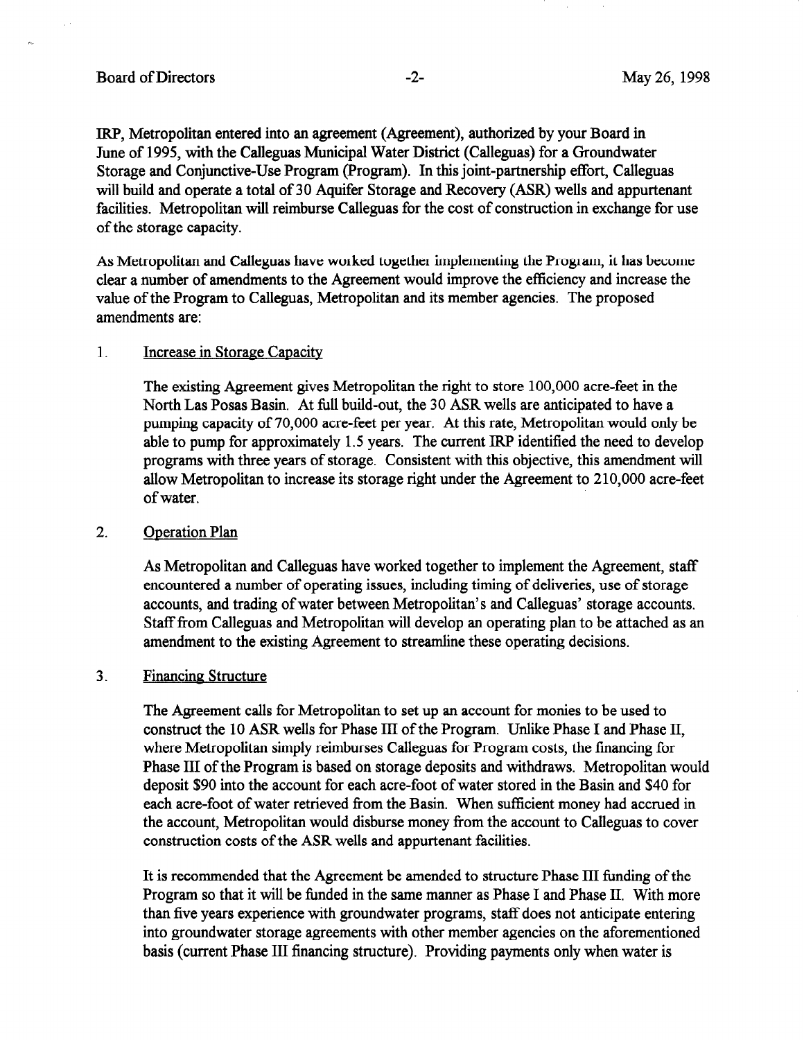IRP, Metropolitan entered into an agreement (Agreement), authorized by your Board in June of 1995, with the Calleguas Municipal Water District (Calleguas) for a Groundwater Storage and Conjunctive-Use Program (Program). In this joint-partnership effort, Calleguas will build and operate a total of 30 Aquifer Storage and Recovery (ASR) wells and appurtenant facilities. Metropolitan will reimburse Calleguas for the cost of construction in exchange for use of the storage capacity.

As Metropolitan and Calleguas have worked together implementing the Program, it has become clear a number of amendments to the Agreement would improve the efficiency and increase the value of the Program to Calleguas, Metropolitan and its member agencies. The proposed amendments are:

1. <u>Increase in Storage Capacity</u>

   The existing Agreement gives Metropolitan the right to store 100,000 acre-feet in the North Las Posas Basin. At full build-out, the 30 ASR wells are anticipated to have a pumping capacity of 70,000 acre-feet per year. At this rate, Metropolitan would only be able to pump for approximately 1.5 years. The current IRP identified the need to develop programs with three years of storage. Consistent with this objective, this amendment will allow Metropolitan to increase its storage right under the Agreement to 210,000 acre-feet of water.

2. <u>Operation Plan</u>

   As Metropolitan and Calleguas have worked together to implement the Agreement, staff encountered a number of operating issues, including timing of deliveries, use of storage accounts, and trading of water between Metropolitan's and Calleguas' storage accounts. Staff from Calleguas and Metropolitan will develop an operating plan to be attached as an amendment to the existing Agreement to streamline these operating decisions.

3. <u>Financing Structure</u>

   The Agreement calls for Metropolitan to set up an account for monies to be used to construct the 10 ASR wells for Phase III of the Program. Unlike Phase I and Phase II, where Metropolitan simply reimburses Calleguas for Program costs, the financing for Phase III of the Program is based on storage deposits and withdraws. Metropolitan would deposit $90 into the account for each acre-foot of water stored in the Basin and $40 for each acre-foot of water retrieved from the Basin. When sufficient money had accrued in the account, Metropolitan would disburse money from the account to Calleguas to cover construction costs of the ASR wells and appurtenant facilities.

   It is recommended that the Agreement be amended to structure Phase III funding of the Program so that it will be funded in the same manner as Phase I and Phase II. With more than five years experience with groundwater programs, staff does not anticipate entering into groundwater storage agreements with other member agencies on the aforementioned basis (current Phase III financing structure). Providing payments only when water is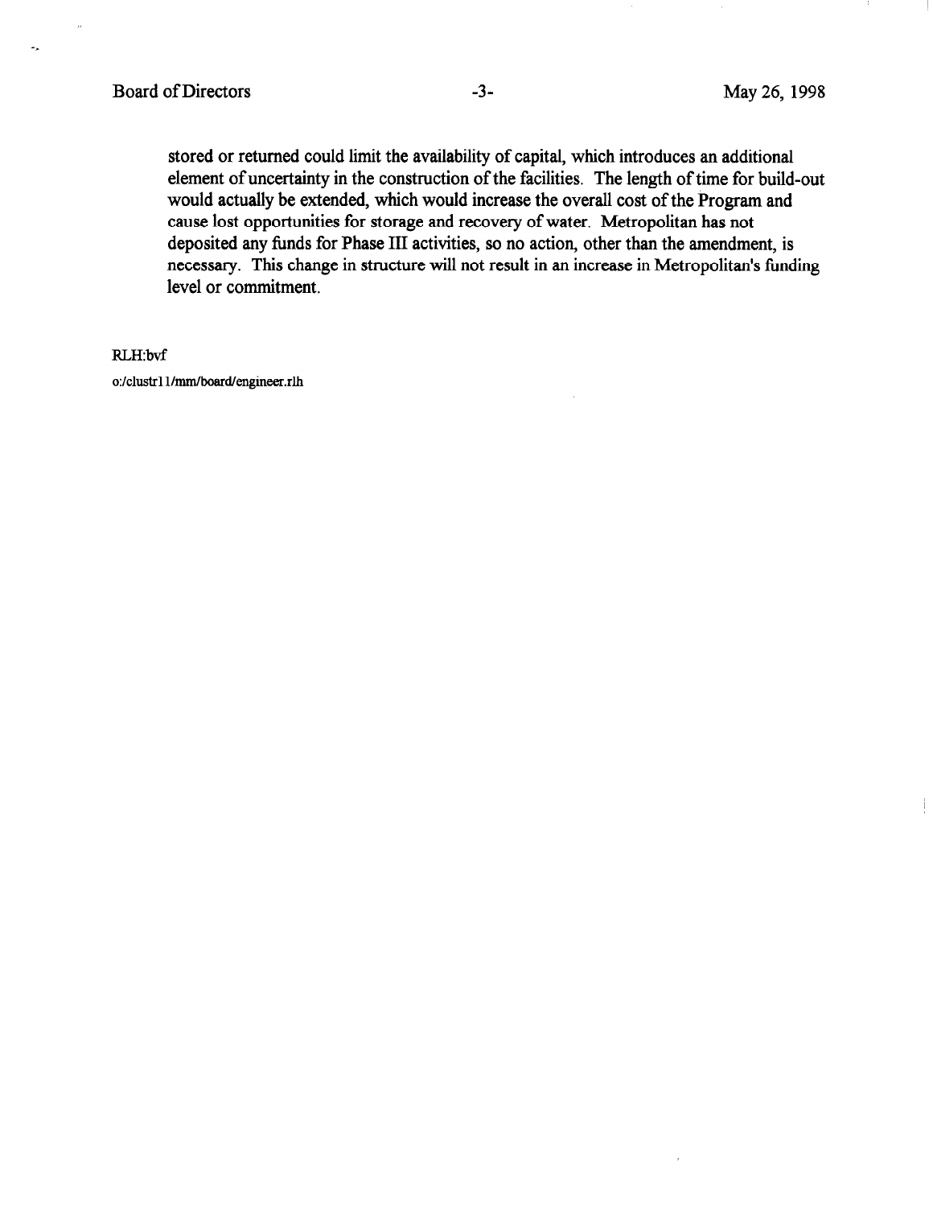stored or returned could limit the availability of capital, which introduces an additional element of uncertainty in the construction of the facilities. The length of time for build-out would actually be extended, which would increase the overall cost of the Program and cause lost opportunities for storage and recovery of water. Metropolitan has not deposited any funds for Phase III activities, so no action, other than the amendment, is necessary. This change in structure will not result in an increase in Metropolitan's funding level or commitment.

RLH:bvf

o:/clustr11/mm/board/engineer.rlh